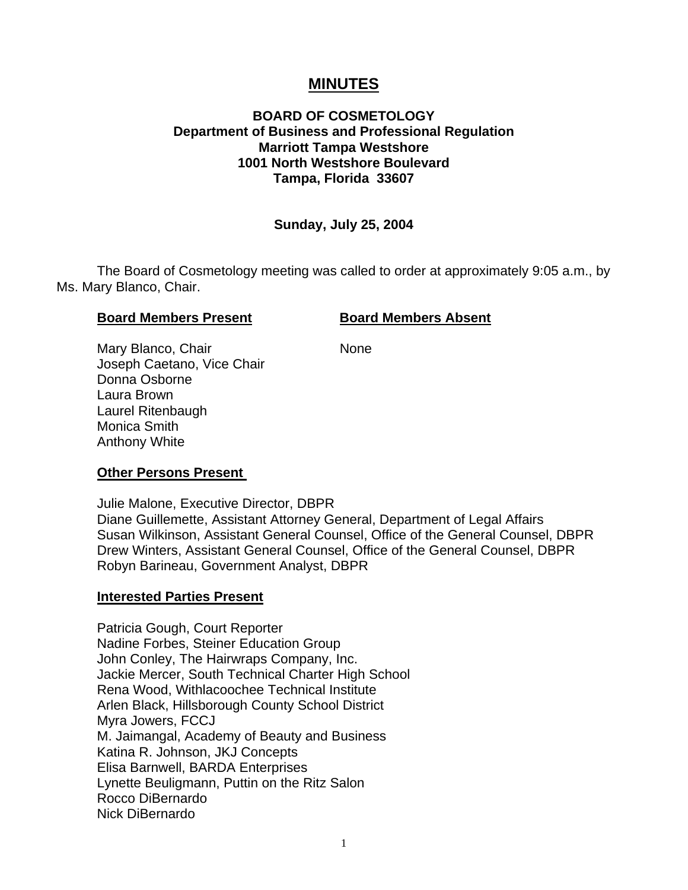# MINUTES

**BOARD OF COSMETOLOGY**
**Department of Business and Professional Regulation**
**Marriott Tampa Westshore**
**1001 North Westshore Boulevard**
**Tampa, Florida 33607**

**Sunday, July 25, 2004**

The Board of Cosmetology meeting was called to order at approximately 9:05 a.m., by Ms. Mary Blanco, Chair.

| **Board Members Present** | **Board Members Absent** |
|---|---|
| Mary Blanco, Chair | None |
| Joseph Caetano, Vice Chair | |
| Donna Osborne | |
| Laura Brown | |
| Laurel Ritenbaugh | |
| Monica Smith | |
| Anthony White | |

**Other Persons Present**

Julie Malone, Executive Director, DBPR
Diane Guillemette, Assistant Attorney General, Department of Legal Affairs
Susan Wilkinson, Assistant General Counsel, Office of the General Counsel, DBPR
Drew Winters, Assistant General Counsel, Office of the General Counsel, DBPR
Robyn Barineau, Government Analyst, DBPR

**Interested Parties Present**

Patricia Gough, Court Reporter
Nadine Forbes, Steiner Education Group
John Conley, The Hairwraps Company, Inc.
Jackie Mercer, South Technical Charter High School
Rena Wood, Withlacoochee Technical Institute
Arlen Black, Hillsborough County School District
Myra Jowers, FCCJ
M. Jaimangal, Academy of Beauty and Business
Katina R. Johnson, JKJ Concepts
Elisa Barnwell, BARDA Enterprises
Lynette Beuligmann, Puttin on the Ritz Salon
Rocco DiBernardo
Nick DiBernardo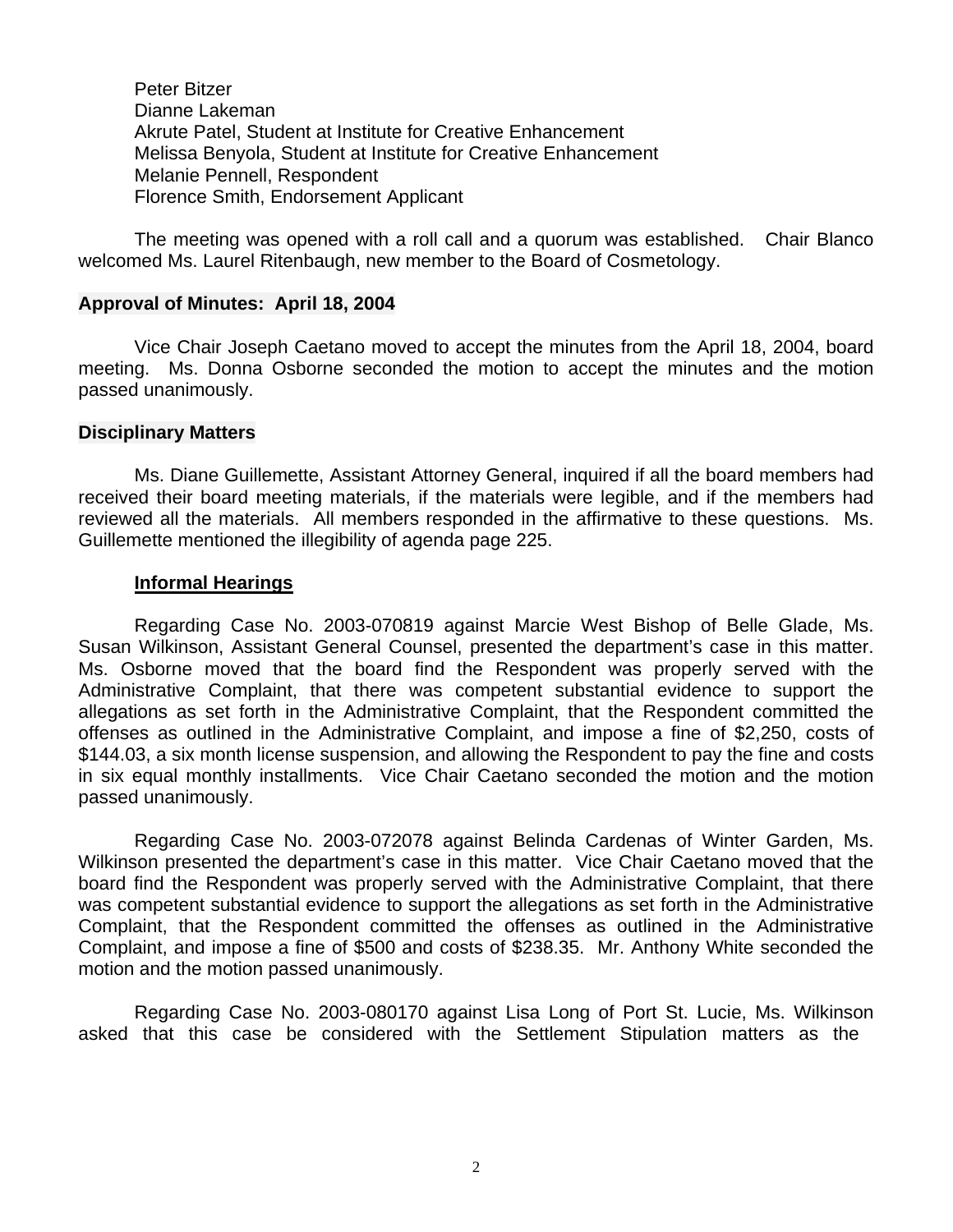Peter Bitzer
Dianne Lakeman
Akrute Patel, Student at Institute for Creative Enhancement
Melissa Benyola, Student at Institute for Creative Enhancement
Melanie Pennell, Respondent
Florence Smith, Endorsement Applicant

The meeting was opened with a roll call and a quorum was established. Chair Blanco welcomed Ms. Laurel Ritenbaugh, new member to the Board of Cosmetology.

**Approval of Minutes: April 18, 2004**

Vice Chair Joseph Caetano moved to accept the minutes from the April 18, 2004, board meeting. Ms. Donna Osborne seconded the motion to accept the minutes and the motion passed unanimously.

**Disciplinary Matters**

Ms. Diane Guillemette, Assistant Attorney General, inquired if all the board members had received their board meeting materials, if the materials were legible, and if the members had reviewed all the materials. All members responded in the affirmative to these questions. Ms. Guillemette mentioned the illegibility of agenda page 225.

**Informal Hearings**

Regarding Case No. 2003-070819 against Marcie West Bishop of Belle Glade, Ms. Susan Wilkinson, Assistant General Counsel, presented the department's case in this matter. Ms. Osborne moved that the board find the Respondent was properly served with the Administrative Complaint, that there was competent substantial evidence to support the allegations as set forth in the Administrative Complaint, that the Respondent committed the offenses as outlined in the Administrative Complaint, and impose a fine of $2,250, costs of $144.03, a six month license suspension, and allowing the Respondent to pay the fine and costs in six equal monthly installments. Vice Chair Caetano seconded the motion and the motion passed unanimously.

Regarding Case No. 2003-072078 against Belinda Cardenas of Winter Garden, Ms. Wilkinson presented the department's case in this matter. Vice Chair Caetano moved that the board find the Respondent was properly served with the Administrative Complaint, that there was competent substantial evidence to support the allegations as set forth in the Administrative Complaint, that the Respondent committed the offenses as outlined in the Administrative Complaint, and impose a fine of $500 and costs of $238.35. Mr. Anthony White seconded the motion and the motion passed unanimously.

Regarding Case No. 2003-080170 against Lisa Long of Port St. Lucie, Ms. Wilkinson asked that this case be considered with the Settlement Stipulation matters as the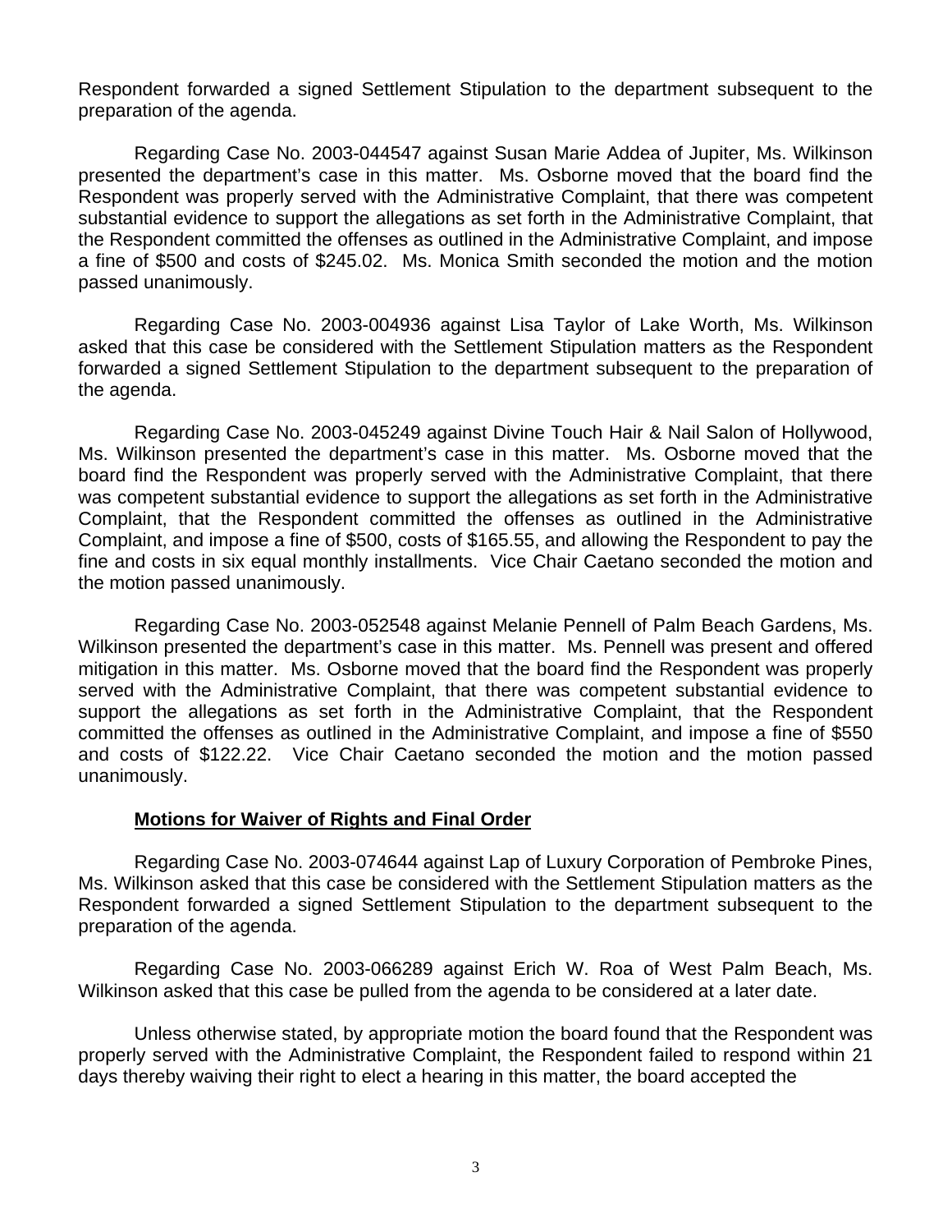Respondent forwarded a signed Settlement Stipulation to the department subsequent to the preparation of the agenda.

Regarding Case No. 2003-044547 against Susan Marie Addea of Jupiter, Ms. Wilkinson presented the department's case in this matter. Ms. Osborne moved that the board find the Respondent was properly served with the Administrative Complaint, that there was competent substantial evidence to support the allegations as set forth in the Administrative Complaint, that the Respondent committed the offenses as outlined in the Administrative Complaint, and impose a fine of $500 and costs of $245.02. Ms. Monica Smith seconded the motion and the motion passed unanimously.

Regarding Case No. 2003-004936 against Lisa Taylor of Lake Worth, Ms. Wilkinson asked that this case be considered with the Settlement Stipulation matters as the Respondent forwarded a signed Settlement Stipulation to the department subsequent to the preparation of the agenda.

Regarding Case No. 2003-045249 against Divine Touch Hair & Nail Salon of Hollywood, Ms. Wilkinson presented the department's case in this matter. Ms. Osborne moved that the board find the Respondent was properly served with the Administrative Complaint, that there was competent substantial evidence to support the allegations as set forth in the Administrative Complaint, that the Respondent committed the offenses as outlined in the Administrative Complaint, and impose a fine of $500, costs of $165.55, and allowing the Respondent to pay the fine and costs in six equal monthly installments. Vice Chair Caetano seconded the motion and the motion passed unanimously.

Regarding Case No. 2003-052548 against Melanie Pennell of Palm Beach Gardens, Ms. Wilkinson presented the department's case in this matter. Ms. Pennell was present and offered mitigation in this matter. Ms. Osborne moved that the board find the Respondent was properly served with the Administrative Complaint, that there was competent substantial evidence to support the allegations as set forth in the Administrative Complaint, that the Respondent committed the offenses as outlined in the Administrative Complaint, and impose a fine of $550 and costs of $122.22. Vice Chair Caetano seconded the motion and the motion passed unanimously.

**Motions for Waiver of Rights and Final Order**

Regarding Case No. 2003-074644 against Lap of Luxury Corporation of Pembroke Pines, Ms. Wilkinson asked that this case be considered with the Settlement Stipulation matters as the Respondent forwarded a signed Settlement Stipulation to the department subsequent to the preparation of the agenda.

Regarding Case No. 2003-066289 against Erich W. Roa of West Palm Beach, Ms. Wilkinson asked that this case be pulled from the agenda to be considered at a later date.

Unless otherwise stated, by appropriate motion the board found that the Respondent was properly served with the Administrative Complaint, the Respondent failed to respond within 21 days thereby waiving their right to elect a hearing in this matter, the board accepted the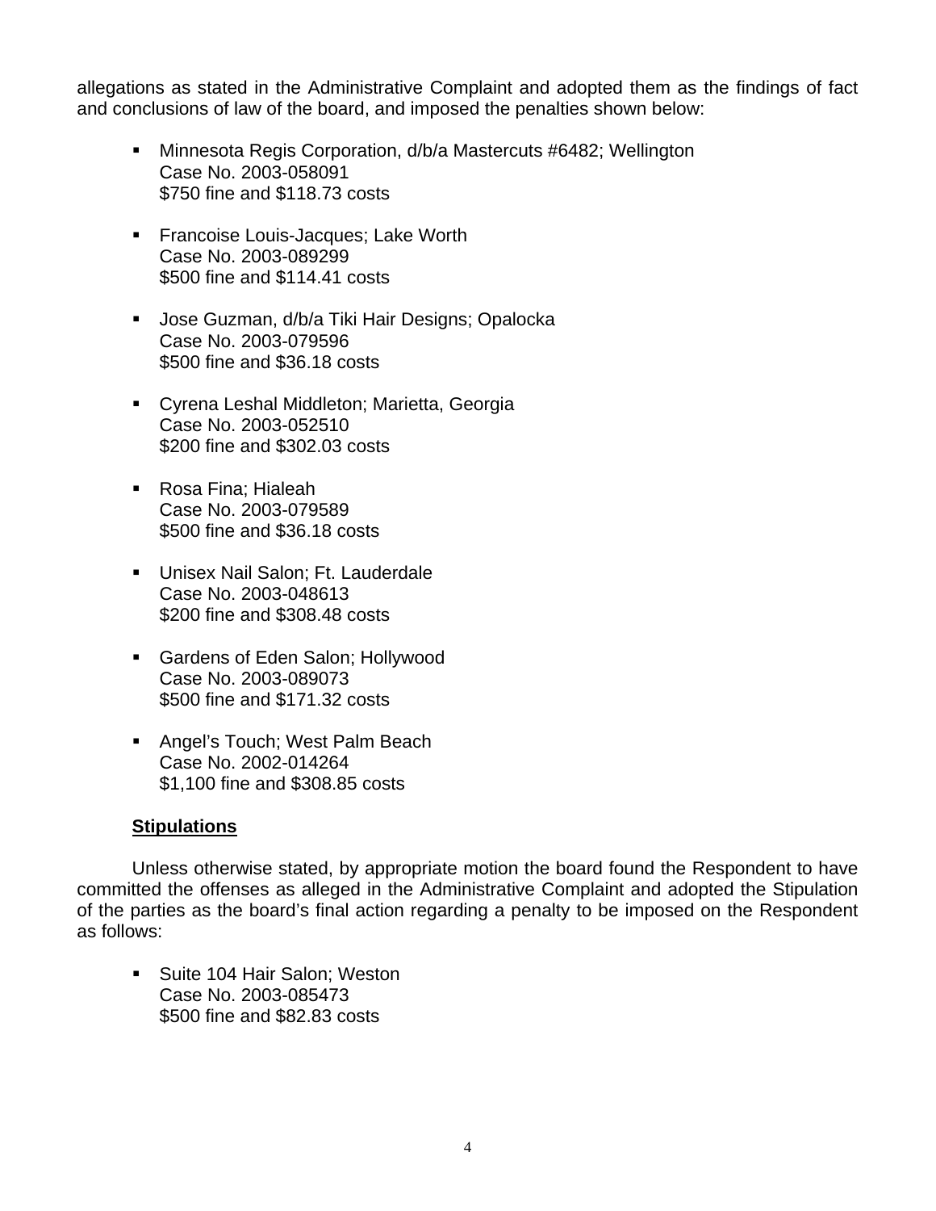allegations as stated in the Administrative Complaint and adopted them as the findings of fact and conclusions of law of the board, and imposed the penalties shown below:

- Minnesota Regis Corporation, d/b/a Mastercuts #6482; Wellington
  Case No. 2003-058091
  $750 fine and $118.73 costs

- Francoise Louis-Jacques; Lake Worth
  Case No. 2003-089299
  $500 fine and $114.41 costs

- Jose Guzman, d/b/a Tiki Hair Designs; Opalocka
  Case No. 2003-079596
  $500 fine and $36.18 costs

- Cyrena Leshal Middleton; Marietta, Georgia
  Case No. 2003-052510
  $200 fine and $302.03 costs

- Rosa Fina; Hialeah
  Case No. 2003-079589
  $500 fine and $36.18 costs

- Unisex Nail Salon; Ft. Lauderdale
  Case No. 2003-048613
  $200 fine and $308.48 costs

- Gardens of Eden Salon; Hollywood
  Case No. 2003-089073
  $500 fine and $171.32 costs

- Angel's Touch; West Palm Beach
  Case No. 2002-014264
  $1,100 fine and $308.85 costs

**Stipulations**

Unless otherwise stated, by appropriate motion the board found the Respondent to have committed the offenses as alleged in the Administrative Complaint and adopted the Stipulation of the parties as the board's final action regarding a penalty to be imposed on the Respondent as follows:

- Suite 104 Hair Salon; Weston
  Case No. 2003-085473
  $500 fine and $82.83 costs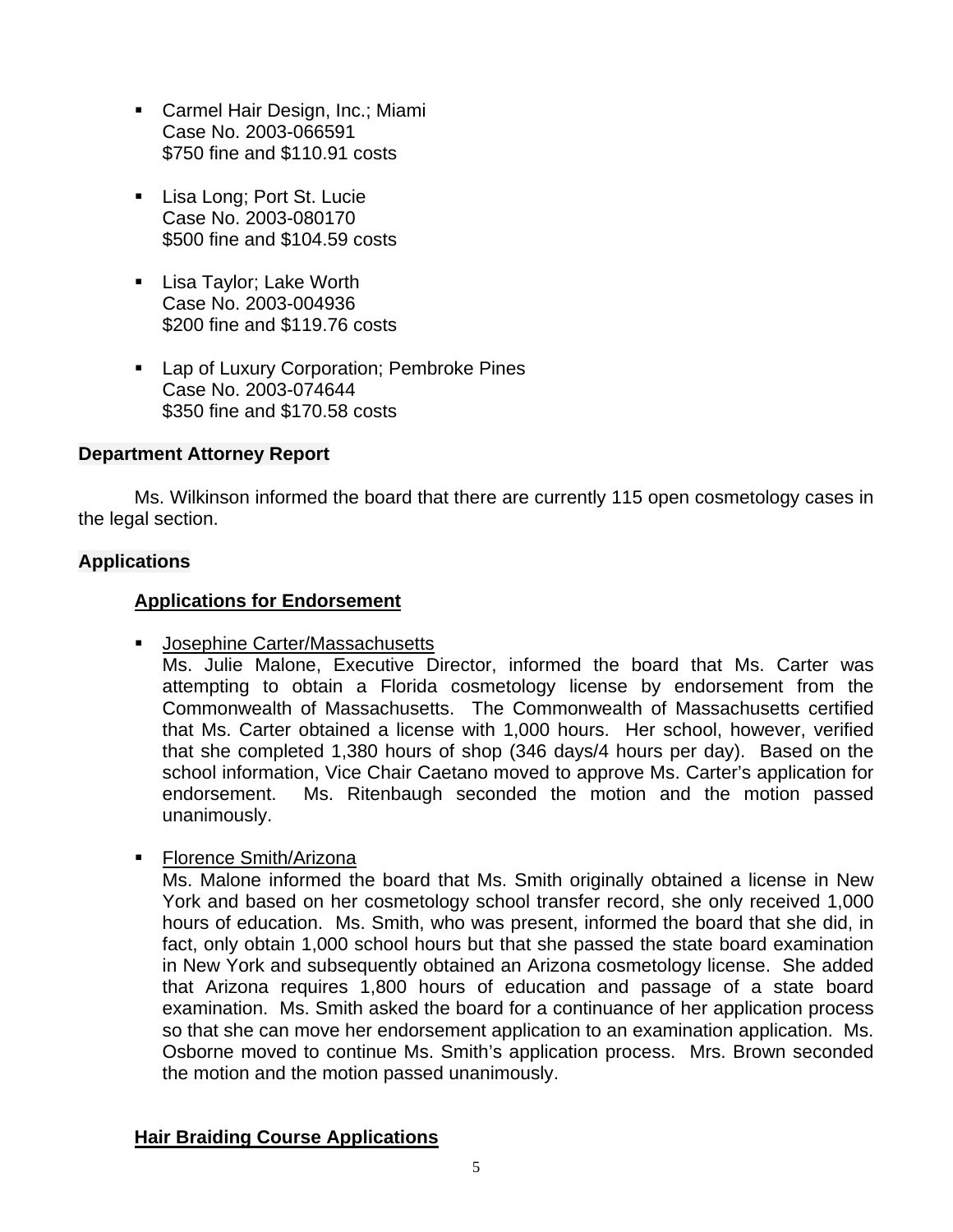- Carmel Hair Design, Inc.; Miami
  Case No. 2003-066591
  $750 fine and $110.91 costs

- Lisa Long; Port St. Lucie
  Case No. 2003-080170
  $500 fine and $104.59 costs

- Lisa Taylor; Lake Worth
  Case No. 2003-004936
  $200 fine and $119.76 costs

- Lap of Luxury Corporation; Pembroke Pines
  Case No. 2003-074644
  $350 fine and $170.58 costs

**Department Attorney Report**

Ms. Wilkinson informed the board that there are currently 115 open cosmetology cases in the legal section.

**Applications**

**Applications for Endorsement**

- Josephine Carter/Massachusetts
  Ms. Julie Malone, Executive Director, informed the board that Ms. Carter was attempting to obtain a Florida cosmetology license by endorsement from the Commonwealth of Massachusetts. The Commonwealth of Massachusetts certified that Ms. Carter obtained a license with 1,000 hours. Her school, however, verified that she completed 1,380 hours of shop (346 days/4 hours per day). Based on the school information, Vice Chair Caetano moved to approve Ms. Carter's application for endorsement. Ms. Ritenbaugh seconded the motion and the motion passed unanimously.

- Florence Smith/Arizona
  Ms. Malone informed the board that Ms. Smith originally obtained a license in New York and based on her cosmetology school transfer record, she only received 1,000 hours of education. Ms. Smith, who was present, informed the board that she did, in fact, only obtain 1,000 school hours but that she passed the state board examination in New York and subsequently obtained an Arizona cosmetology license. She added that Arizona requires 1,800 hours of education and passage of a state board examination. Ms. Smith asked the board for a continuance of her application process so that she can move her endorsement application to an examination application. Ms. Osborne moved to continue Ms. Smith's application process. Mrs. Brown seconded the motion and the motion passed unanimously.

**Hair Braiding Course Applications**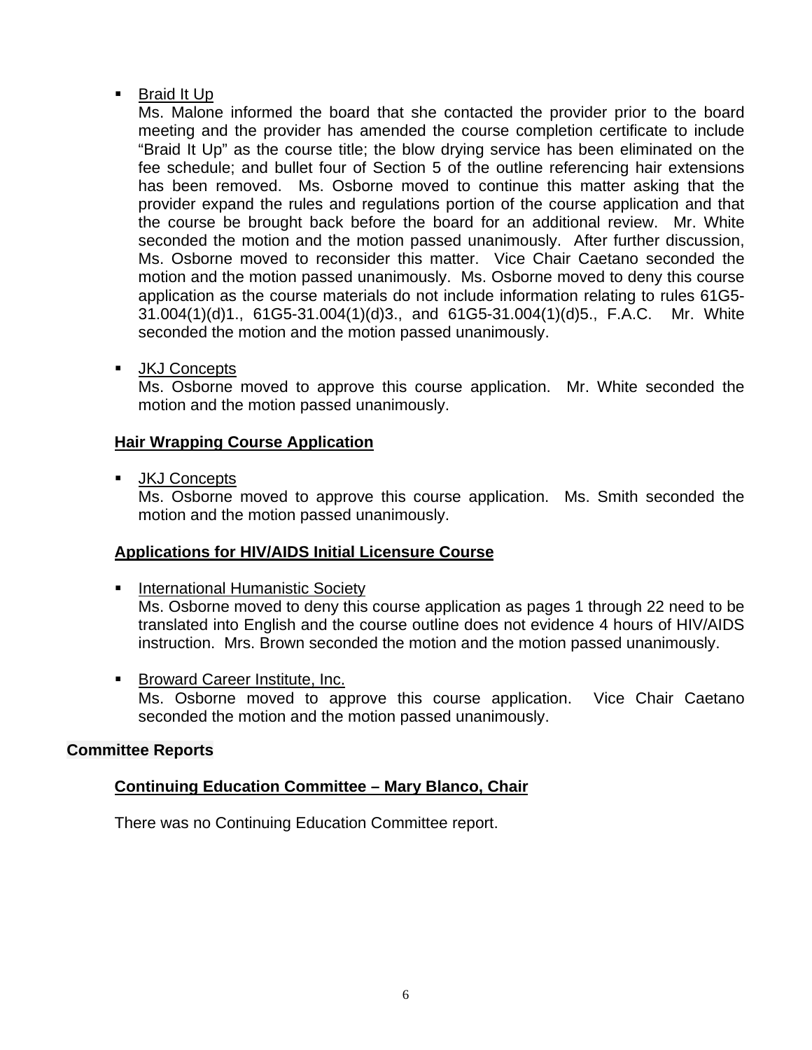- Braid It Up

  Ms. Malone informed the board that she contacted the provider prior to the board meeting and the provider has amended the course completion certificate to include "Braid It Up" as the course title; the blow drying service has been eliminated on the fee schedule; and bullet four of Section 5 of the outline referencing hair extensions has been removed. Ms. Osborne moved to continue this matter asking that the provider expand the rules and regulations portion of the course application and that the course be brought back before the board for an additional review. Mr. White seconded the motion and the motion passed unanimously. After further discussion, Ms. Osborne moved to reconsider this matter. Vice Chair Caetano seconded the motion and the motion passed unanimously. Ms. Osborne moved to deny this course application as the course materials do not include information relating to rules 61G5-31.004(1)(d)1., 61G5-31.004(1)(d)3., and 61G5-31.004(1)(d)5., F.A.C. Mr. White seconded the motion and the motion passed unanimously.

- JKJ Concepts

  Ms. Osborne moved to approve this course application. Mr. White seconded the motion and the motion passed unanimously.

### Hair Wrapping Course Application

- JKJ Concepts

  Ms. Osborne moved to approve this course application. Ms. Smith seconded the motion and the motion passed unanimously.

### Applications for HIV/AIDS Initial Licensure Course

- International Humanistic Society

  Ms. Osborne moved to deny this course application as pages 1 through 22 need to be translated into English and the course outline does not evidence 4 hours of HIV/AIDS instruction. Mrs. Brown seconded the motion and the motion passed unanimously.

- Broward Career Institute, Inc.

  Ms. Osborne moved to approve this course application. Vice Chair Caetano seconded the motion and the motion passed unanimously.

## Committee Reports

### Continuing Education Committee – Mary Blanco, Chair

There was no Continuing Education Committee report.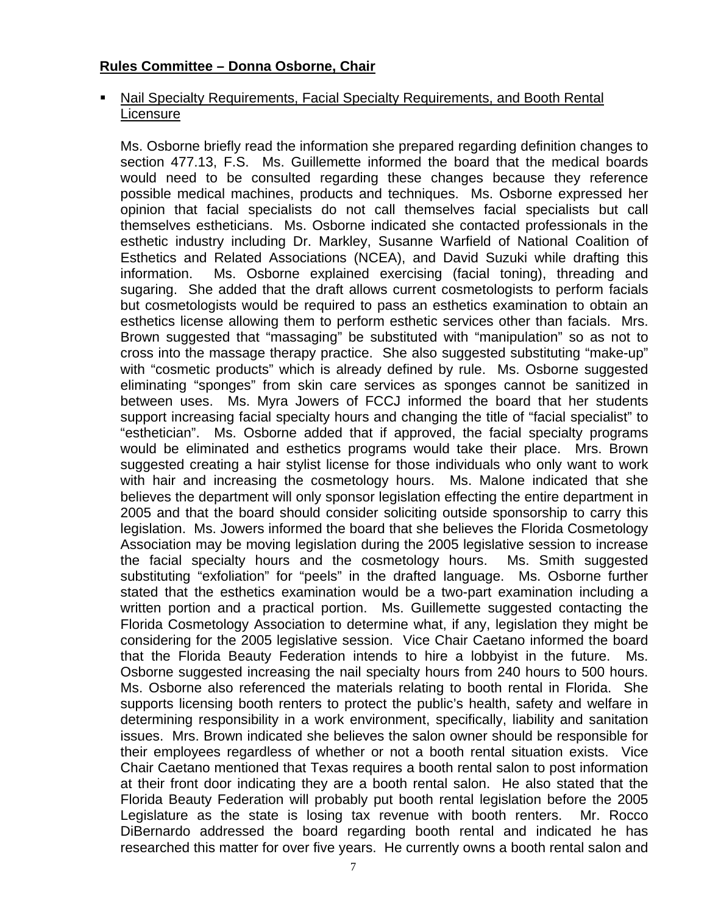**Rules Committee – Donna Osborne, Chair**

- Nail Specialty Requirements, Facial Specialty Requirements, and Booth Rental Licensure

  Ms. Osborne briefly read the information she prepared regarding definition changes to section 477.13, F.S. Ms. Guillemette informed the board that the medical boards would need to be consulted regarding these changes because they reference possible medical machines, products and techniques. Ms. Osborne expressed her opinion that facial specialists do not call themselves facial specialists but call themselves estheticians. Ms. Osborne indicated she contacted professionals in the esthetic industry including Dr. Markley, Susanne Warfield of National Coalition of Esthetics and Related Associations (NCEA), and David Suzuki while drafting this information. Ms. Osborne explained exercising (facial toning), threading and sugaring. She added that the draft allows current cosmetologists to perform facials but cosmetologists would be required to pass an esthetics examination to obtain an esthetics license allowing them to perform esthetic services other than facials. Mrs. Brown suggested that "massaging" be substituted with "manipulation" so as not to cross into the massage therapy practice. She also suggested substituting "make-up" with "cosmetic products" which is already defined by rule. Ms. Osborne suggested eliminating "sponges" from skin care services as sponges cannot be sanitized in between uses. Ms. Myra Jowers of FCCJ informed the board that her students support increasing facial specialty hours and changing the title of "facial specialist" to "esthetician". Ms. Osborne added that if approved, the facial specialty programs would be eliminated and esthetics programs would take their place. Mrs. Brown suggested creating a hair stylist license for those individuals who only want to work with hair and increasing the cosmetology hours. Ms. Malone indicated that she believes the department will only sponsor legislation effecting the entire department in 2005 and that the board should consider soliciting outside sponsorship to carry this legislation. Ms. Jowers informed the board that she believes the Florida Cosmetology Association may be moving legislation during the 2005 legislative session to increase the facial specialty hours and the cosmetology hours. Ms. Smith suggested substituting "exfoliation" for "peels" in the drafted language. Ms. Osborne further stated that the esthetics examination would be a two-part examination including a written portion and a practical portion. Ms. Guillemette suggested contacting the Florida Cosmetology Association to determine what, if any, legislation they might be considering for the 2005 legislative session. Vice Chair Caetano informed the board that the Florida Beauty Federation intends to hire a lobbyist in the future. Ms. Osborne suggested increasing the nail specialty hours from 240 hours to 500 hours. Ms. Osborne also referenced the materials relating to booth rental in Florida. She supports licensing booth renters to protect the public's health, safety and welfare in determining responsibility in a work environment, specifically, liability and sanitation issues. Mrs. Brown indicated she believes the salon owner should be responsible for their employees regardless of whether or not a booth rental situation exists. Vice Chair Caetano mentioned that Texas requires a booth rental salon to post information at their front door indicating they are a booth rental salon. He also stated that the Florida Beauty Federation will probably put booth rental legislation before the 2005 Legislature as the state is losing tax revenue with booth renters. Mr. Rocco DiBernardo addressed the board regarding booth rental and indicated he has researched this matter for over five years. He currently owns a booth rental salon and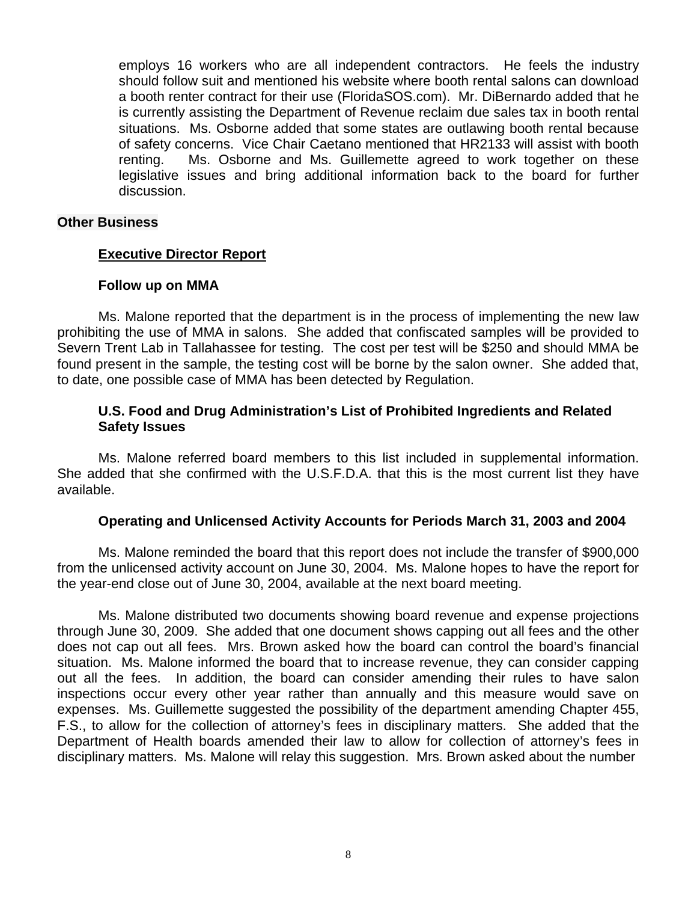employs 16 workers who are all independent contractors. He feels the industry should follow suit and mentioned his website where booth rental salons can download a booth renter contract for their use (FloridaSOS.com). Mr. DiBernardo added that he is currently assisting the Department of Revenue reclaim due sales tax in booth rental situations. Ms. Osborne added that some states are outlawing booth rental because of safety concerns. Vice Chair Caetano mentioned that HR2133 will assist with booth renting. Ms. Osborne and Ms. Guillemette agreed to work together on these legislative issues and bring additional information back to the board for further discussion.

## Other Business

### Executive Director Report

#### Follow up on MMA

Ms. Malone reported that the department is in the process of implementing the new law prohibiting the use of MMA in salons. She added that confiscated samples will be provided to Severn Trent Lab in Tallahassee for testing. The cost per test will be $250 and should MMA be found present in the sample, the testing cost will be borne by the salon owner. She added that, to date, one possible case of MMA has been detected by Regulation.

#### U.S. Food and Drug Administration's List of Prohibited Ingredients and Related Safety Issues

Ms. Malone referred board members to this list included in supplemental information. She added that she confirmed with the U.S.F.D.A. that this is the most current list they have available.

#### Operating and Unlicensed Activity Accounts for Periods March 31, 2003 and 2004

Ms. Malone reminded the board that this report does not include the transfer of $900,000 from the unlicensed activity account on June 30, 2004. Ms. Malone hopes to have the report for the year-end close out of June 30, 2004, available at the next board meeting.

Ms. Malone distributed two documents showing board revenue and expense projections through June 30, 2009. She added that one document shows capping out all fees and the other does not cap out all fees. Mrs. Brown asked how the board can control the board's financial situation. Ms. Malone informed the board that to increase revenue, they can consider capping out all the fees. In addition, the board can consider amending their rules to have salon inspections occur every other year rather than annually and this measure would save on expenses. Ms. Guillemette suggested the possibility of the department amending Chapter 455, F.S., to allow for the collection of attorney's fees in disciplinary matters. She added that the Department of Health boards amended their law to allow for collection of attorney's fees in disciplinary matters. Ms. Malone will relay this suggestion. Mrs. Brown asked about the number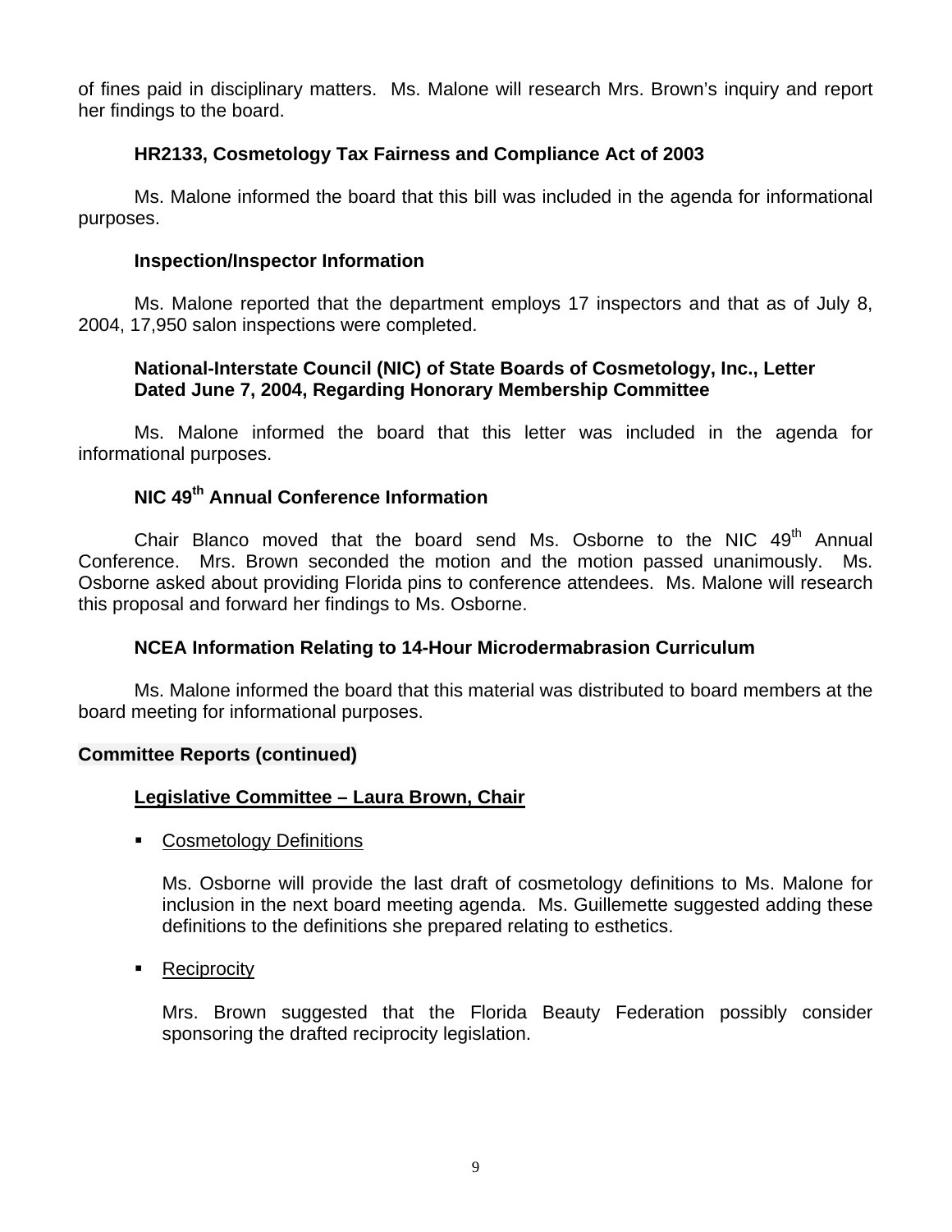of fines paid in disciplinary matters. Ms. Malone will research Mrs. Brown's inquiry and report her findings to the board.

**HR2133, Cosmetology Tax Fairness and Compliance Act of 2003**

Ms. Malone informed the board that this bill was included in the agenda for informational purposes.

**Inspection/Inspector Information**

Ms. Malone reported that the department employs 17 inspectors and that as of July 8, 2004, 17,950 salon inspections were completed.

**National-Interstate Council (NIC) of State Boards of Cosmetology, Inc., Letter Dated June 7, 2004, Regarding Honorary Membership Committee**

Ms. Malone informed the board that this letter was included in the agenda for informational purposes.

**NIC 49th Annual Conference Information**

Chair Blanco moved that the board send Ms. Osborne to the NIC 49th Annual Conference. Mrs. Brown seconded the motion and the motion passed unanimously. Ms. Osborne asked about providing Florida pins to conference attendees. Ms. Malone will research this proposal and forward her findings to Ms. Osborne.

**NCEA Information Relating to 14-Hour Microdermabrasion Curriculum**

Ms. Malone informed the board that this material was distributed to board members at the board meeting for informational purposes.

**Committee Reports (continued)**

**Legislative Committee – Laura Brown, Chair**

- Cosmetology Definitions

  Ms. Osborne will provide the last draft of cosmetology definitions to Ms. Malone for inclusion in the next board meeting agenda. Ms. Guillemette suggested adding these definitions to the definitions she prepared relating to esthetics.

- Reciprocity

  Mrs. Brown suggested that the Florida Beauty Federation possibly consider sponsoring the drafted reciprocity legislation.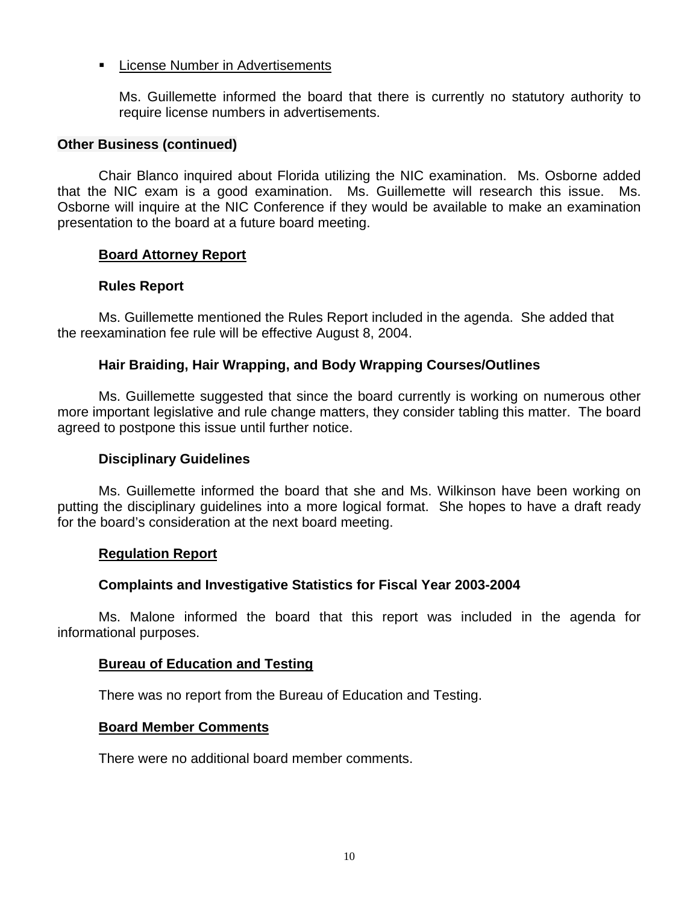- License Number in Advertisements

  Ms. Guillemette informed the board that there is currently no statutory authority to require license numbers in advertisements.

**Other Business (continued)**

Chair Blanco inquired about Florida utilizing the NIC examination. Ms. Osborne added that the NIC exam is a good examination. Ms. Guillemette will research this issue. Ms. Osborne will inquire at the NIC Conference if they would be available to make an examination presentation to the board at a future board meeting.

**Board Attorney Report**

**Rules Report**

Ms. Guillemette mentioned the Rules Report included in the agenda. She added that the reexamination fee rule will be effective August 8, 2004.

**Hair Braiding, Hair Wrapping, and Body Wrapping Courses/Outlines**

Ms. Guillemette suggested that since the board currently is working on numerous other more important legislative and rule change matters, they consider tabling this matter. The board agreed to postpone this issue until further notice.

**Disciplinary Guidelines**

Ms. Guillemette informed the board that she and Ms. Wilkinson have been working on putting the disciplinary guidelines into a more logical format. She hopes to have a draft ready for the board's consideration at the next board meeting.

**Regulation Report**

**Complaints and Investigative Statistics for Fiscal Year 2003-2004**

Ms. Malone informed the board that this report was included in the agenda for informational purposes.

**Bureau of Education and Testing**

There was no report from the Bureau of Education and Testing.

**Board Member Comments**

There were no additional board member comments.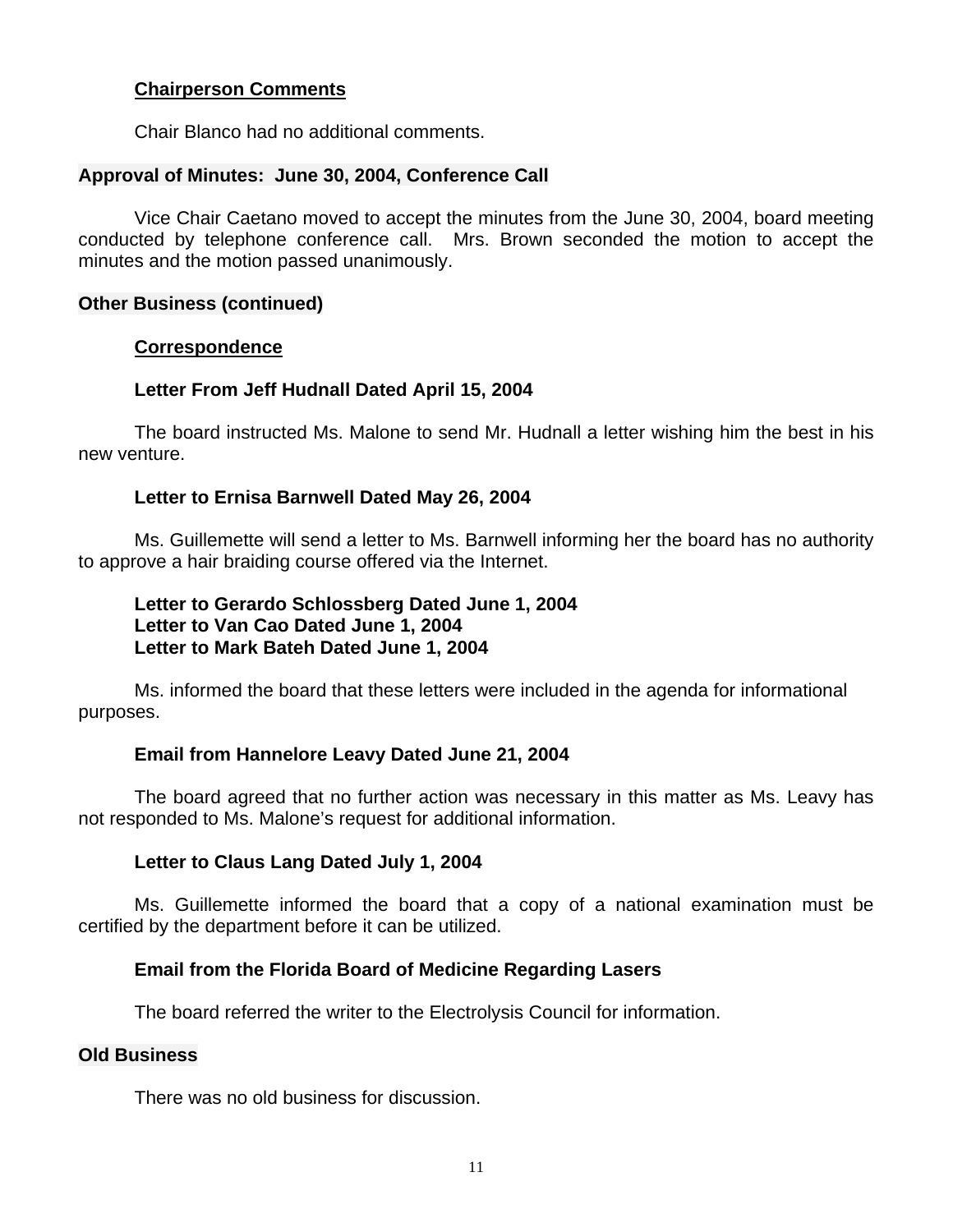### Chairperson Comments

Chair Blanco had no additional comments.

## Approval of Minutes: June 30, 2004, Conference Call

Vice Chair Caetano moved to accept the minutes from the June 30, 2004, board meeting conducted by telephone conference call. Mrs. Brown seconded the motion to accept the minutes and the motion passed unanimously.

## Other Business (continued)

### Correspondence

**Letter From Jeff Hudnall Dated April 15, 2004**

The board instructed Ms. Malone to send Mr. Hudnall a letter wishing him the best in his new venture.

**Letter to Ernisa Barnwell Dated May 26, 2004**

Ms. Guillemette will send a letter to Ms. Barnwell informing her the board has no authority to approve a hair braiding course offered via the Internet.

**Letter to Gerardo Schlossberg Dated June 1, 2004**
**Letter to Van Cao Dated June 1, 2004**
**Letter to Mark Bateh Dated June 1, 2004**

Ms. informed the board that these letters were included in the agenda for informational purposes.

**Email from Hannelore Leavy Dated June 21, 2004**

The board agreed that no further action was necessary in this matter as Ms. Leavy has not responded to Ms. Malone's request for additional information.

**Letter to Claus Lang Dated July 1, 2004**

Ms. Guillemette informed the board that a copy of a national examination must be certified by the department before it can be utilized.

**Email from the Florida Board of Medicine Regarding Lasers**

The board referred the writer to the Electrolysis Council for information.

## Old Business

There was no old business for discussion.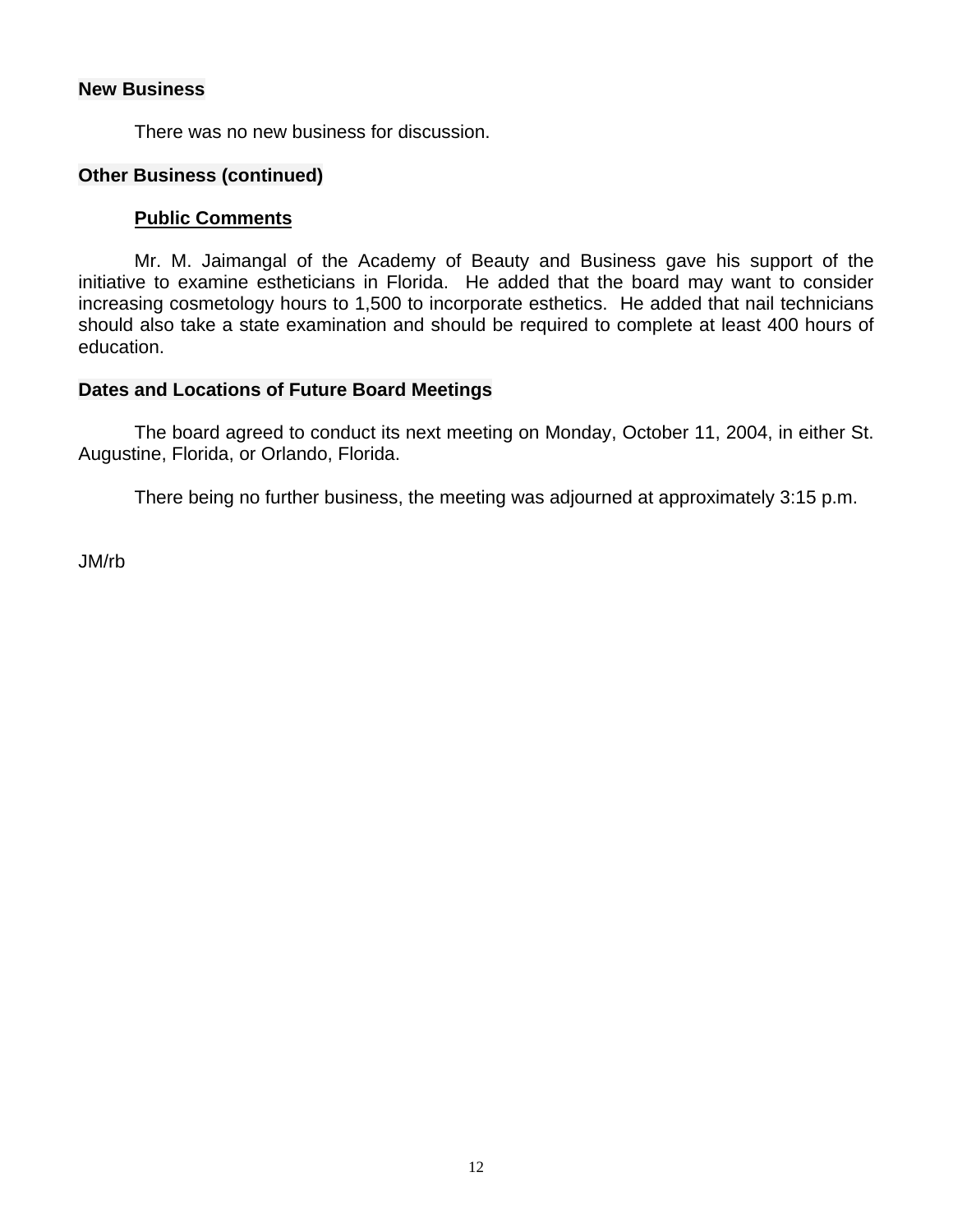**New Business**

There was no new business for discussion.

**Other Business (continued)**

**Public Comments**

Mr. M. Jaimangal of the Academy of Beauty and Business gave his support of the initiative to examine estheticians in Florida. He added that the board may want to consider increasing cosmetology hours to 1,500 to incorporate esthetics. He added that nail technicians should also take a state examination and should be required to complete at least 400 hours of education.

**Dates and Locations of Future Board Meetings**

The board agreed to conduct its next meeting on Monday, October 11, 2004, in either St. Augustine, Florida, or Orlando, Florida.

There being no further business, the meeting was adjourned at approximately 3:15 p.m.

JM/rb